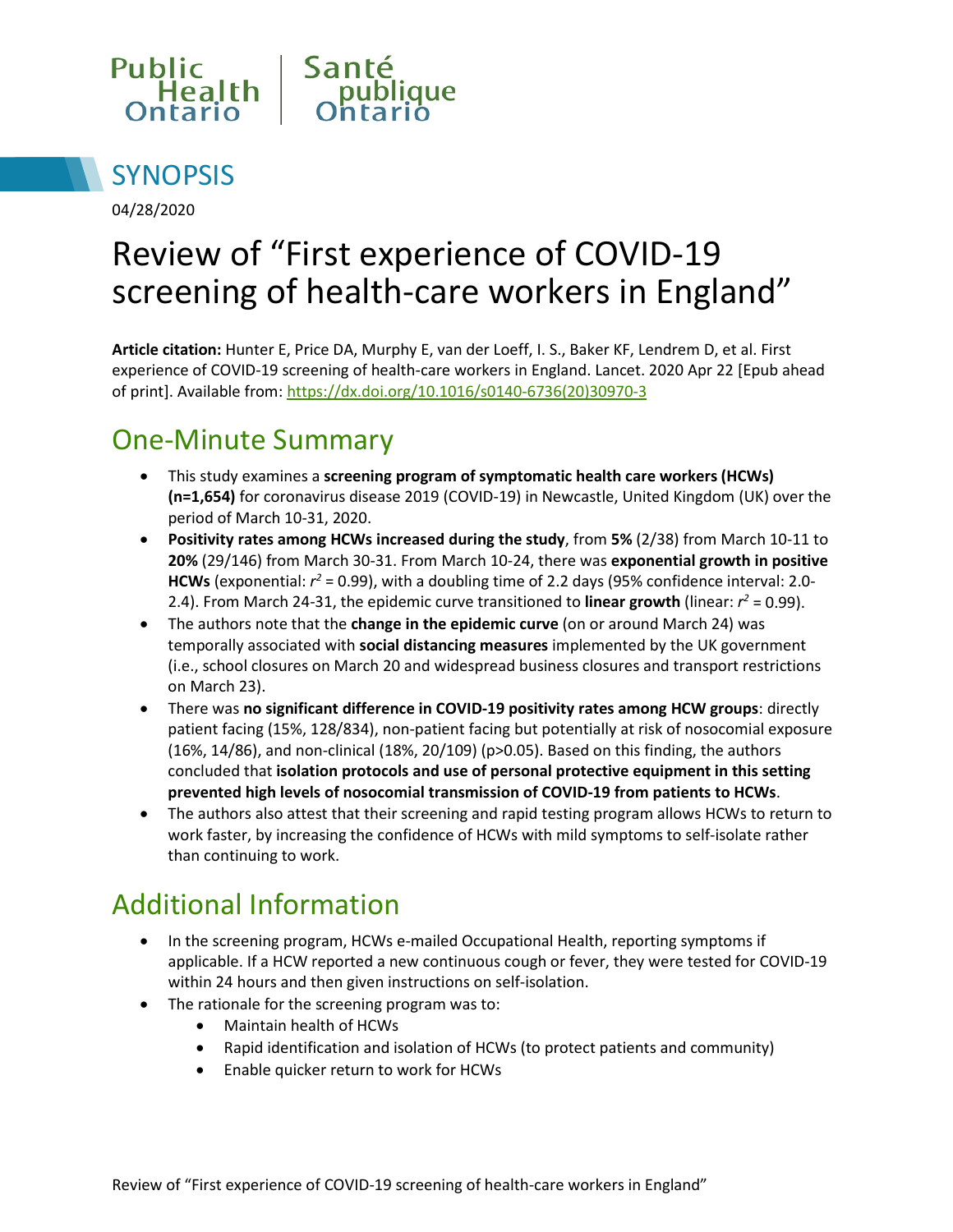Public Health Ontario | Santé publique Ontario

# SYNOPSIS

04/28/2020

# Review of "First experience of COVID-19 screening of health-care workers in England"

**Article citation:** Hunter E, Price DA, Murphy E, van der Loeff, I. S., Baker KF, Lendrem D, et al. First experience of COVID-19 screening of health-care workers in England. Lancet. 2020 Apr 22 [Epub ahead of print]. Available from: https://dx.doi.org/10.1016/s0140-6736(20)30970-3

## One-Minute Summary

- This study examines a **screening program of symptomatic health care workers (HCWs) (n=1,654)** for coronavirus disease 2019 (COVID-19) in Newcastle, United Kingdom (UK) over the period of March 10-31, 2020.
- **Positivity rates among HCWs increased during the study**, from **5%** (2/38) from March 10-11 to **20%** (29/146) from March 30-31. From March 10-24, there was **exponential growth in positive HCWs** (exponential: $r^2$ = 0.99), with a doubling time of 2.2 days (95% confidence interval: 2.0-2.4). From March 24-31, the epidemic curve transitioned to **linear growth** (linear: $r^2$ = 0.99).
- The authors note that the **change in the epidemic curve** (on or around March 24) was temporally associated with **social distancing measures** implemented by the UK government (i.e., school closures on March 20 and widespread business closures and transport restrictions on March 23).
- There was **no significant difference in COVID-19 positivity rates among HCW groups**: directly patient facing (15%, 128/834), non-patient facing but potentially at risk of nosocomial exposure (16%, 14/86), and non-clinical (18%, 20/109) ($p>0.05$). Based on this finding, the authors concluded that **isolation protocols and use of personal protective equipment in this setting prevented high levels of nosocomial transmission of COVID-19 from patients to HCWs**.
- The authors also attest that their screening and rapid testing program allows HCWs to return to work faster, by increasing the confidence of HCWs with mild symptoms to self-isolate rather than continuing to work.

## Additional Information

- In the screening program, HCWs e-mailed Occupational Health, reporting symptoms if applicable. If a HCW reported a new continuous cough or fever, they were tested for COVID-19 within 24 hours and then given instructions on self-isolation.
- The rationale for the screening program was to:
  - Maintain health of HCWs
  - Rapid identification and isolation of HCWs (to protect patients and community)
  - Enable quicker return to work for HCWs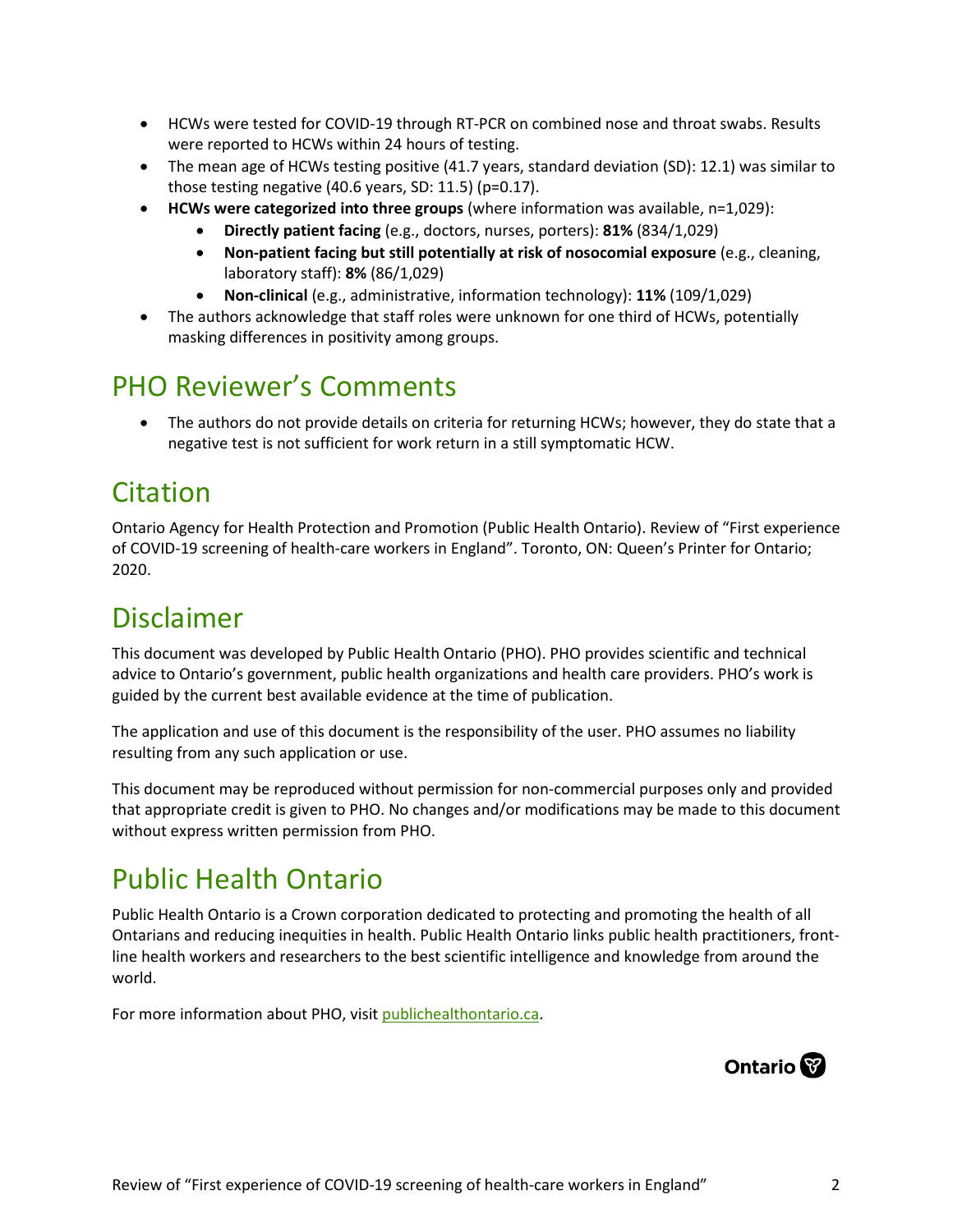- HCWs were tested for COVID-19 through RT-PCR on combined nose and throat swabs. Results were reported to HCWs within 24 hours of testing.
- The mean age of HCWs testing positive (41.7 years, standard deviation (SD): 12.1) was similar to those testing negative (40.6 years, SD: 11.5) (p=0.17).
- **HCWs were categorized into three groups** (where information was available, n=1,029):
    - **Directly patient facing** (e.g., doctors, nurses, porters): **81%** (834/1,029)
    - **Non-patient facing but still potentially at risk of nosocomial exposure** (e.g., cleaning, laboratory staff): **8%** (86/1,029)
    - **Non-clinical** (e.g., administrative, information technology): **11%** (109/1,029)
- The authors acknowledge that staff roles were unknown for one third of HCWs, potentially masking differences in positivity among groups.

## PHO Reviewer's Comments

- The authors do not provide details on criteria for returning HCWs; however, they do state that a negative test is not sufficient for work return in a still symptomatic HCW.

## Citation

Ontario Agency for Health Protection and Promotion (Public Health Ontario). Review of "First experience of COVID-19 screening of health-care workers in England". Toronto, ON: Queen's Printer for Ontario; 2020.

## Disclaimer

This document was developed by Public Health Ontario (PHO). PHO provides scientific and technical advice to Ontario's government, public health organizations and health care providers. PHO's work is guided by the current best available evidence at the time of publication.

The application and use of this document is the responsibility of the user. PHO assumes no liability resulting from any such application or use.

This document may be reproduced without permission for non-commercial purposes only and provided that appropriate credit is given to PHO. No changes and/or modifications may be made to this document without express written permission from PHO.

## Public Health Ontario

Public Health Ontario is a Crown corporation dedicated to protecting and promoting the health of all Ontarians and reducing inequities in health. Public Health Ontario links public health practitioners, front-line health workers and researchers to the best scientific intelligence and knowledge from around the world.

For more information about PHO, visit publichealthontario.ca.

Ontario